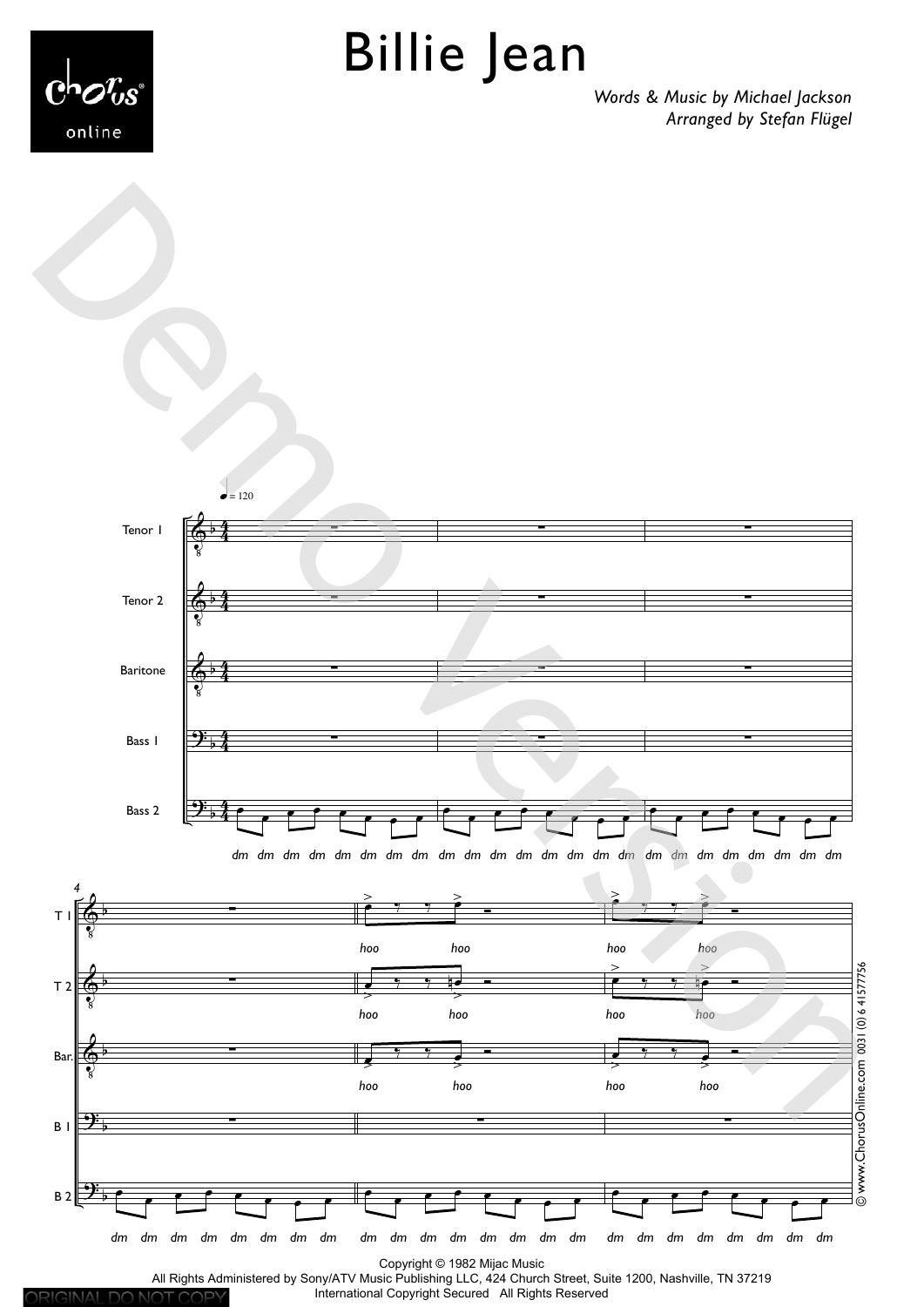# Billie Jean

*Words & Music by Michael Jackson*
*Arranged by Stefan Flügel*

Copyright © 1982 Mijac Music
All Rights Administered by Sony/ATV Music Publishing LLC, 424 Church Street, Suite 1200, Nashville, TN 37219
International Copyright Secured All Rights Reserved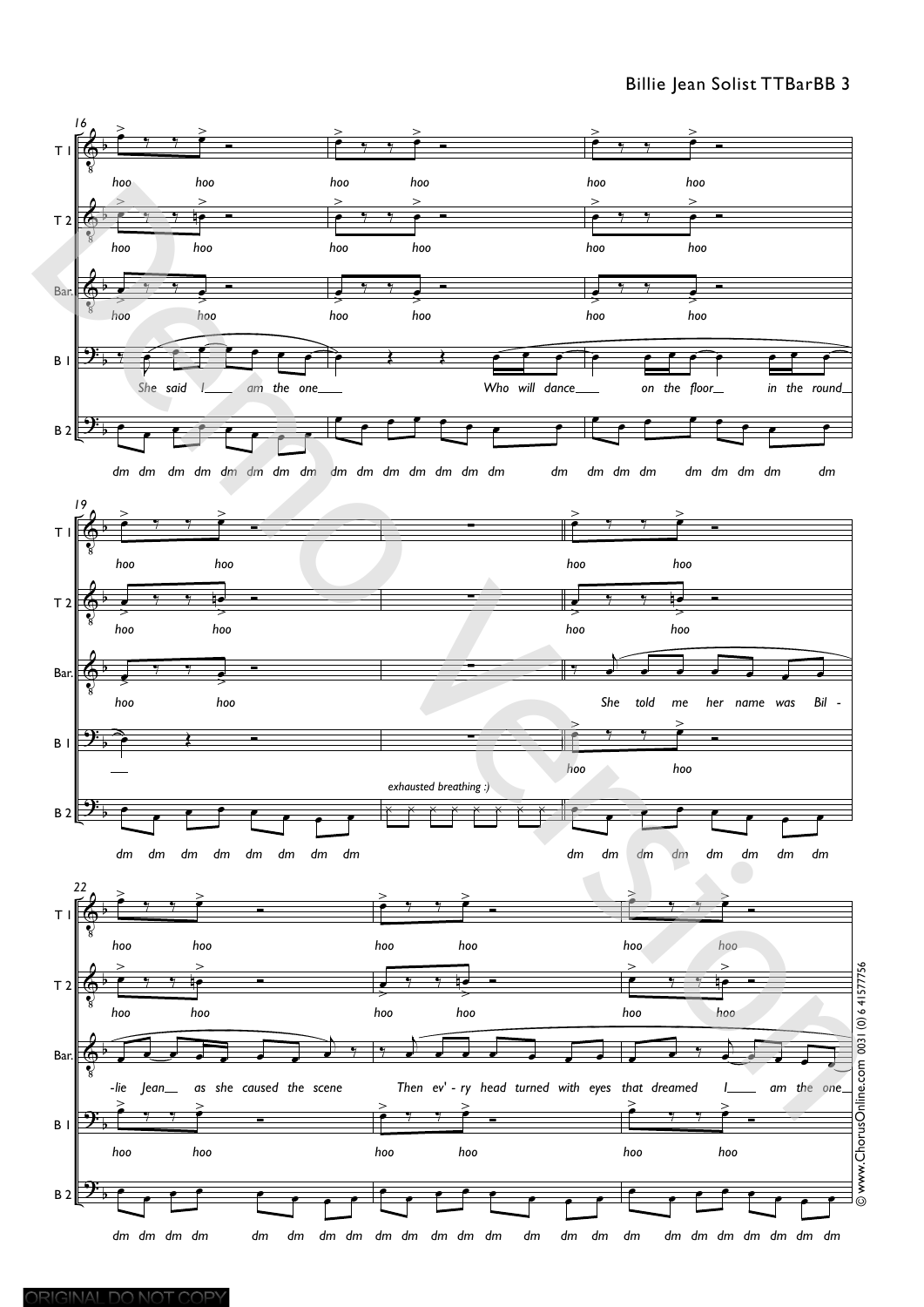16

T 1: hoo hoo hoo hoo hoo hoo

T 2: hoo hoo hoo hoo hoo hoo

Bar.: hoo hoo hoo hoo hoo hoo

B 1: She said I___ am the one___ Who will dance___ on the floor__ in the round__

B 2: dm dm dm dm dm dm dm dm dm dm dm dm dm dm dm dm dm dm dm dm dm dm dm dm

19

T 1: hoo hoo hoo hoo

T 2: hoo hoo hoo hoo

Bar.: hoo hoo She told me her name was Bil -

B 1: __ hoo hoo

*exhausted breathing :)*

B 2: dm dm dm dm dm dm dm dm dm dm dm dm dm dm dm dm

22

T 1: hoo hoo hoo hoo hoo hoo

T 2: hoo hoo hoo hoo hoo hoo

Bar.: -lie Jean__ as she caused the scene Then ev' - ry head turned with eyes that dreamed I____ am the one__

B 1: hoo hoo hoo hoo hoo hoo

B 2: dm dm dm dm dm dm dm dm dm dm dm dm dm dm dm dm dm dm dm dm dm dm dm dm

© www.ChorusOnline.com 0031 (0) 6 41577756

ORIGINAL DO NOT COPY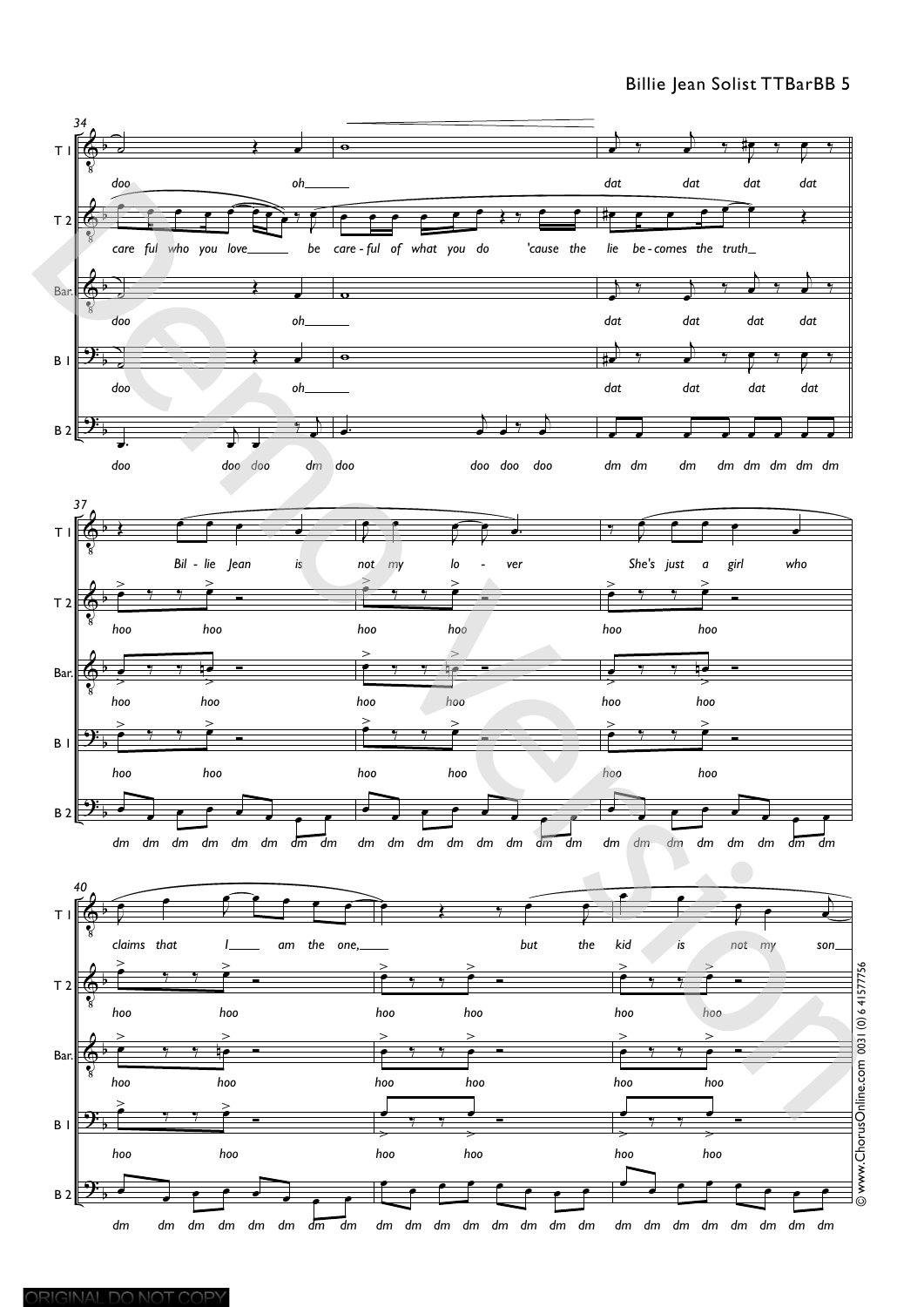**34**

T 1: doo oh___ dat dat dat dat

T 2: care ful who you love___ be care - ful of what you do 'cause the lie be - comes the truth_

Bar.: doo oh___ dat dat dat dat

B 1: doo oh___ dat dat dat dat

B 2: doo doo doo dm doo doo doo doo dm dm dm dm dm dm dm dm

**37**

T 1: Bil - lie Jean is not my lo - ver She's just a girl who

T 2: hoo hoo hoo hoo hoo hoo

Bar.: hoo hoo hoo hoo hoo hoo

B 1: hoo hoo hoo hoo hoo hoo

B 2: dm dm dm dm dm dm dm dm dm dm dm dm dm dm dm dm dm dm dm dm dm dm dm dm

**40**

T 1: claims that I___ am the one,___ but the kid is not my son___

T 2: hoo hoo hoo hoo hoo hoo

Bar.: hoo hoo hoo hoo hoo hoo

B 1: hoo hoo hoo hoo hoo hoo

B 2: dm dm dm dm dm dm dm dm dm dm dm dm dm dm dm dm dm dm dm dm dm dm dm dm

© www.ChorusOnline.com 0031 (0) 6 41577756

ORIGINAL DO NOT COPY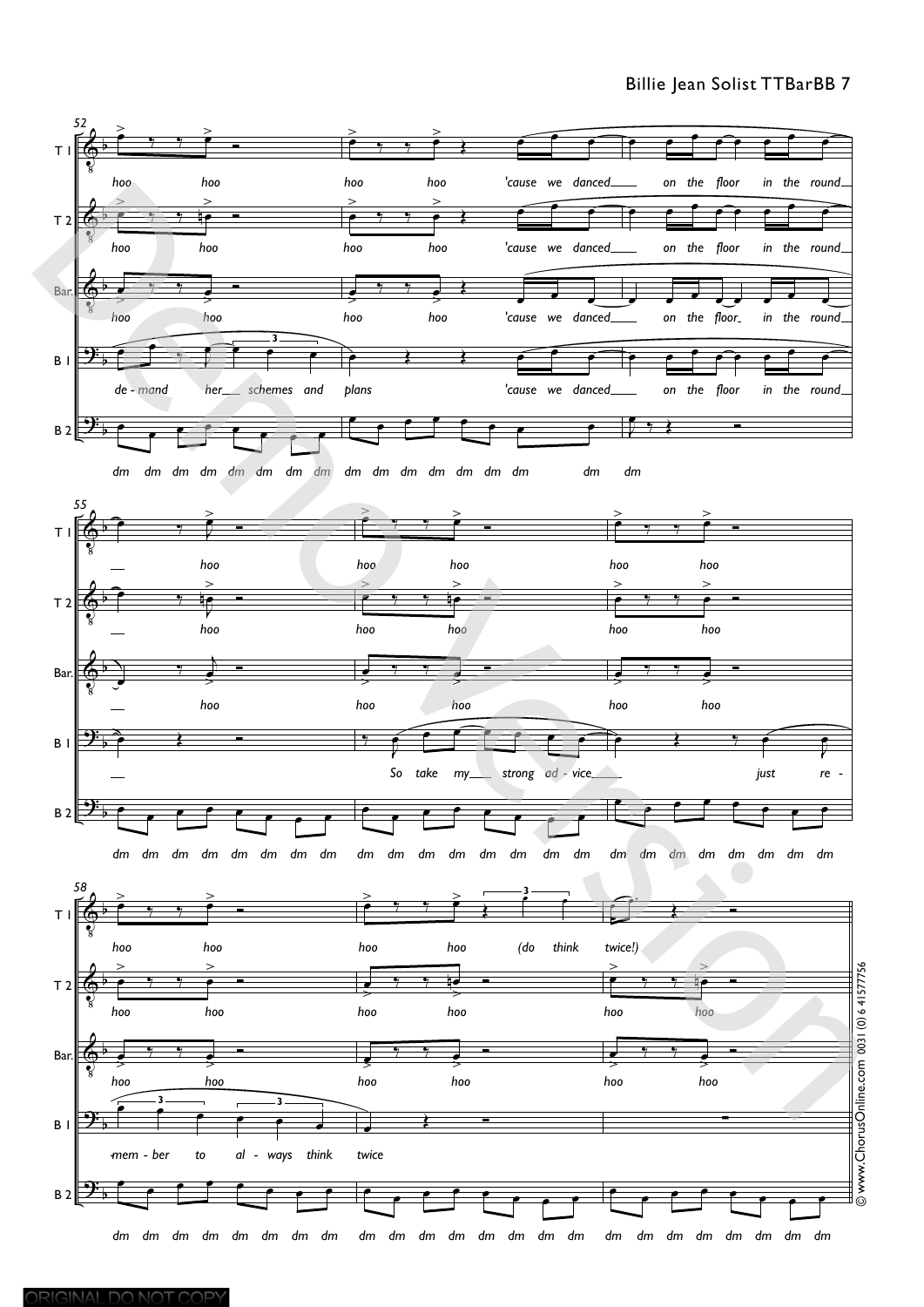**52**

T 1: hoo hoo hoo hoo 'cause we danced\_\_ on the floor in the round\_\_

T 2: hoo hoo hoo hoo 'cause we danced\_\_ on the floor in the round\_\_

Bar.: hoo hoo hoo hoo 'cause we danced\_\_ on the floor\_ in the round\_\_

B 1: de - mand her\_\_ schemes and plans 'cause we danced\_\_ on the floor in the round\_\_

B 2: dm dm dm dm dm dm dm dm dm dm dm dm dm dm dm dm dm

**55**

T 1: \_\_ hoo hoo hoo hoo hoo

T 2: \_\_ hoo hoo hoo hoo hoo

Bar.: \_\_ hoo hoo hoo hoo hoo

B 1: \_\_ So take my\_\_ strong ad - vice\_\_ just re -

B 2: dm dm dm dm dm dm dm dm dm dm dm dm dm dm dm dm dm dm dm dm dm dm dm dm

**58**

T 1: hoo hoo hoo hoo (do think twice!)

T 2: hoo hoo hoo hoo hoo hoo

Bar.: hoo hoo hoo hoo hoo hoo

B 1: -mem - ber to al - ways think twice

B 2: dm dm dm dm dm dm dm dm dm dm dm dm dm dm dm dm dm dm dm dm dm dm dm dm

© www.ChorusOnline.com 0031 (0) 6 41577756

ORIGINAL DO NOT COPY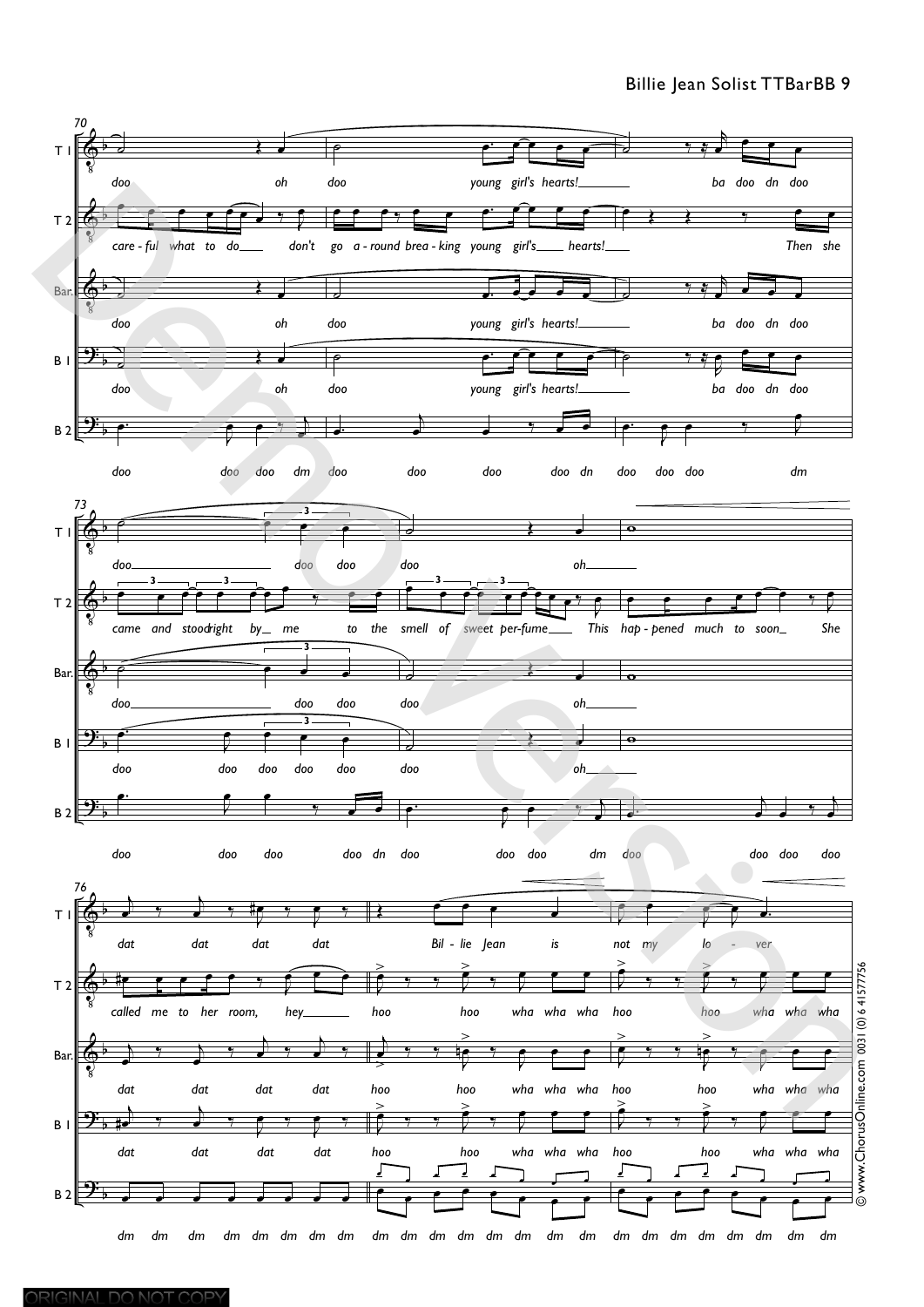**70**

T 1: doo oh doo young girl's hearts! ba doo dn doo

T 2: care - ful what to do don't go a - round brea - king young girl's hearts! Then she

Bar.: doo oh doo young girl's hearts! ba doo dn doo

B 1: doo oh doo young girl's hearts! ba doo dn doo

B 2: doo doo doo dm doo doo doo doo dn doo doo doo dm

**73**

T 1: doo doo doo doo oh

T 2: came and stood right by me to the smell of sweet per-fume This hap - pened much to soon She

Bar.: doo doo doo doo oh

B 1: doo doo doo doo doo doo oh

B 2: doo doo doo doo dn doo doo doo dm doo doo doo doo

**76**

T 1: dat dat dat dat Bil - lie Jean is not my lo - ver

T 2: called me to her room, hey hoo hoo wha wha wha hoo hoo wha wha wha

Bar.: dat dat dat dat hoo hoo wha wha wha hoo hoo wha wha wha

B 1: dat dat dat dat hoo hoo wha wha wha hoo hoo wha wha wha

B 2: dm dm dm dm dm dm dm dm dm dm dm dm dm dm dm dm dm dm dm dm dm dm dm dm

© www.ChorusOnline.com 0031 (0) 6 41577756